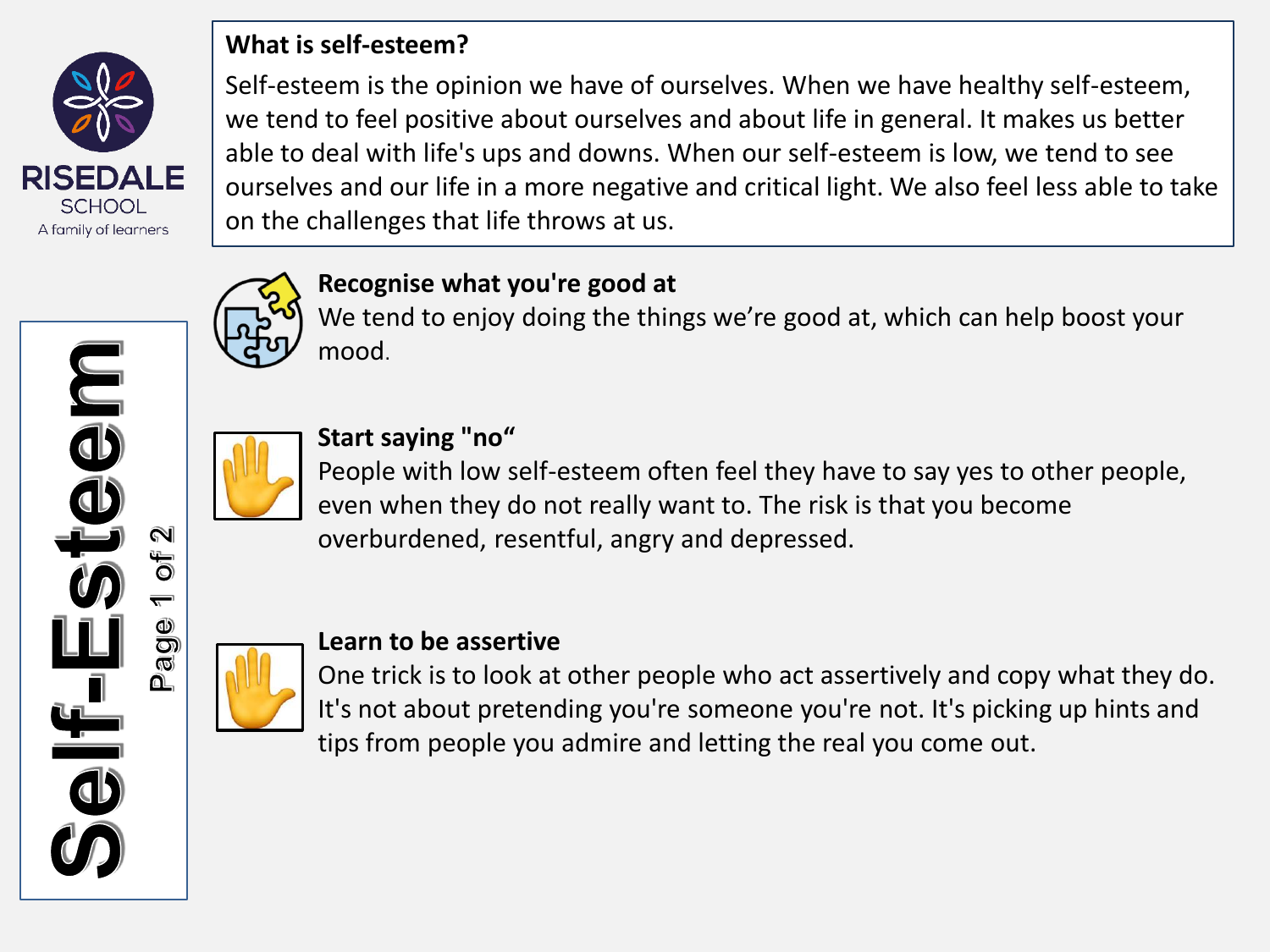RISEDALE SCHOOL
A family of learners

# Self-Esteem

## What is self-esteem?

Self-esteem is the opinion we have of ourselves. When we have healthy self-esteem, we tend to feel positive about ourselves and about life in general. It makes us better able to deal with life's ups and downs. When our self-esteem is low, we tend to see ourselves and our life in a more negative and critical light. We also feel less able to take on the challenges that life throws at us.

### Recognise what you're good at

We tend to enjoy doing the things we're good at, which can help boost your mood.

### Start saying "no"

People with low self-esteem often feel they have to say yes to other people, even when they do not really want to. The risk is that you become overburdened, resentful, angry and depressed.

### Learn to be assertive

One trick is to look at other people who act assertively and copy what they do. It's not about pretending you're someone you're not. It's picking up hints and tips from people you admire and letting the real you come out.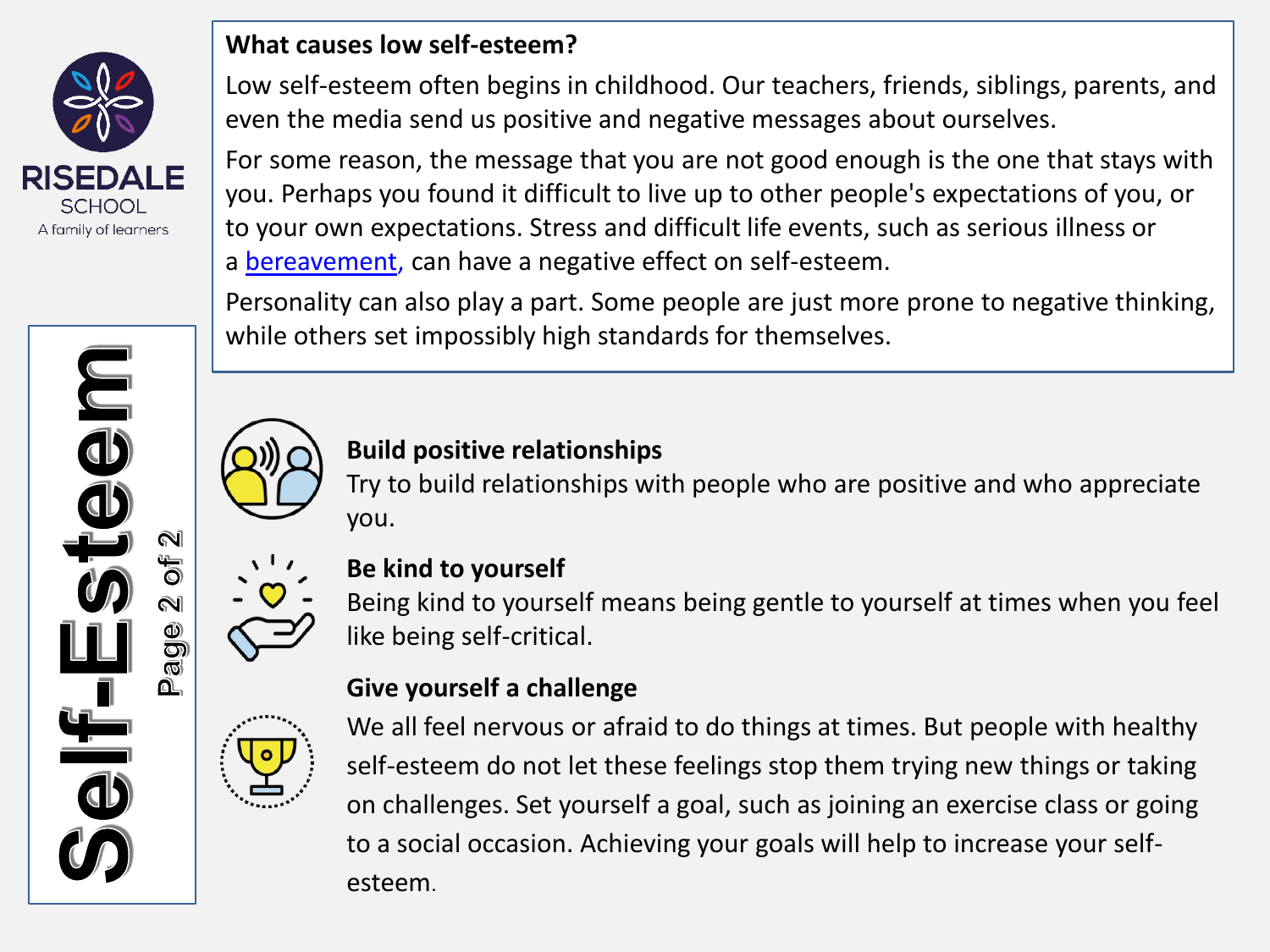RISEDALE SCHOOL
A family of learners

# Self-Esteem

## What causes low self-esteem?

Low self-esteem often begins in childhood. Our teachers, friends, siblings, parents, and even the media send us positive and negative messages about ourselves.

For some reason, the message that you are not good enough is the one that stays with you. Perhaps you found it difficult to live up to other people's expectations of you, or to your own expectations. Stress and difficult life events, such as serious illness or a bereavement, can have a negative effect on self-esteem.

Personality can also play a part. Some people are just more prone to negative thinking, while others set impossibly high standards for themselves.

**Build positive relationships**
Try to build relationships with people who are positive and who appreciate you.

**Be kind to yourself**
Being kind to yourself means being gentle to yourself at times when you feel like being self-critical.

**Give yourself a challenge**
We all feel nervous or afraid to do things at times. But people with healthy self-esteem do not let these feelings stop them trying new things or taking on challenges. Set yourself a goal, such as joining an exercise class or going to a social occasion. Achieving your goals will help to increase your self-esteem.